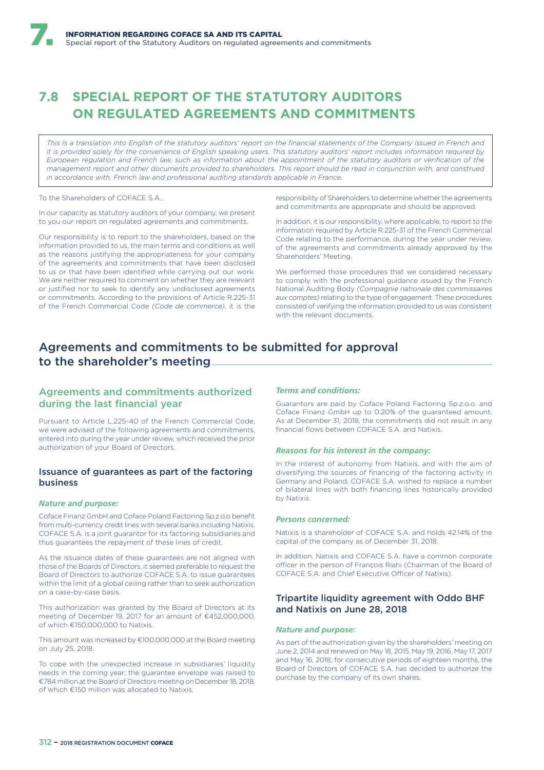## 7.8 SPECIAL REPORT OF THE STATUTORY AUDITORS ON REGULATED AGREEMENTS AND COMMITMENTS

*This is a translation into English of the statutory auditors' report on the financial statements of the Company issued in French and it is provided solely for the convenience of English speaking users. This statutory auditors' report includes information required by European regulation and French law, such as information about the appointment of the statutory auditors or verification of the management report and other documents provided to shareholders. This report should be read in conjunction with, and construed in accordance with, French law and professional auditing standards applicable in France.*

To the Shareholders of COFACE S.A.,

In our capacity as statutory auditors of your company, we present to you our report on regulated agreements and commitments.

Our responsibility is to report to the shareholders, based on the information provided to us, the main terms and conditions as well as the reasons justifying the appropriateness for your company of the agreements and commitments that have been disclosed to us or that have been identified while carrying out our work. We are neither required to comment on whether they are relevant or justified nor to seek to identify any undisclosed agreements or commitments. According to the provisions of Article R.225-31 of the French Commercial Code *(Code de commerce)*, it is the responsibility of Shareholders to determine whether the agreements and commitments are appropriate and should be approved.

In addition, it is our responsibility, where applicable, to report to the information required by Article R.225-31 of the French Commercial Code relating to the performance, during the year under review, of the agreements and commitments already approved by the Shareholders' Meeting.

We performed those procedures that we considered necessary to comply with the professional guidance issued by the French National Auditing Body *(Compagnie nationale des commissaires aux comptes)* relating to the type of engagement. These procedures consisted of verifying the information provided to us was consistent with the relevant documents.

## Agreements and commitments to be submitted for approval to the shareholder's meeting

### Agreements and commitments authorized during the last financial year

Pursuant to Article L.225-40 of the French Commercial Code, we were advised of the following agreements and commitments, entered into during the year under review, which received the prior authorization of your Board of Directors.

#### Issuance of guarantees as part of the factoring business

***Nature and purpose:***

Coface Finanz GmbH and Coface Poland Factoring Sp.z.o.o benefit from multi-currency credit lines with several banks including Natixis. COFACE S.A. is a joint guarantor for its factoring subsidiaries and thus guarantees the repayment of these lines of credit.

As the issuance dates of these guarantees are not aligned with those of the Boards of Directors, it seemed preferable to request the Board of Directors to authorize COFACE S.A. to issue guarantees within the limit of a global ceiling rather than to seek authorization on a case-by-case basis.

This authorization was granted by the Board of Directors at its meeting of December 19, 2017 for an amount of €452,000,000, of which €150,000,000 to Natixis.

This amount was increased by €100,000,000 at the Board meeting on July 25, 2018.

To cope with the unexpected increase in subsidiaries' liquidity needs in the coming year; the guarantee envelope was raised to €784 million at the Board of Directors meeting on December 18, 2018, of which €150 million was allocated to Natixis.

***Terms and conditions:***

Guarantors are paid by Coface Poland Factoring Sp.z.o.o. and Coface Finanz GmbH up to 0.20% of the guaranteed amount. As at December 31, 2018, the commitments did not result in any financial flows between COFACE S.A. and Natixis.

***Reasons for his interest in the company:***

In the interest of autonomy from Natixis, and with the aim of diversifying the sources of financing of the factoring activity in Germany and Poland, COFACE S.A. wished to replace a number of bilateral lines with both financing lines historically provided by Natixis.

***Persons concerned:***

Natixis is a shareholder of COFACE S.A. and holds 42.14% of the capital of the company as of December 31, 2018.

In addition, Natixis and COFACE S.A. have a common corporate officer in the person of François Riahi (Chairman of the Board of COFACE S.A. and Chief Executive Officer of Natixis).

#### Tripartite liquidity agreement with Oddo BHF and Natixis on June 28, 2018

***Nature and purpose:***

As part of the authorization given by the shareholders' meeting on June 2, 2014 and renewed on May 18, 2015, May 19, 2016, May 17, 2017 and May 16, 2018, for consecutive periods of eighteen months, the Board of Directors of COFACE S.A. has decided to authorize the purchase by the company of its own shares.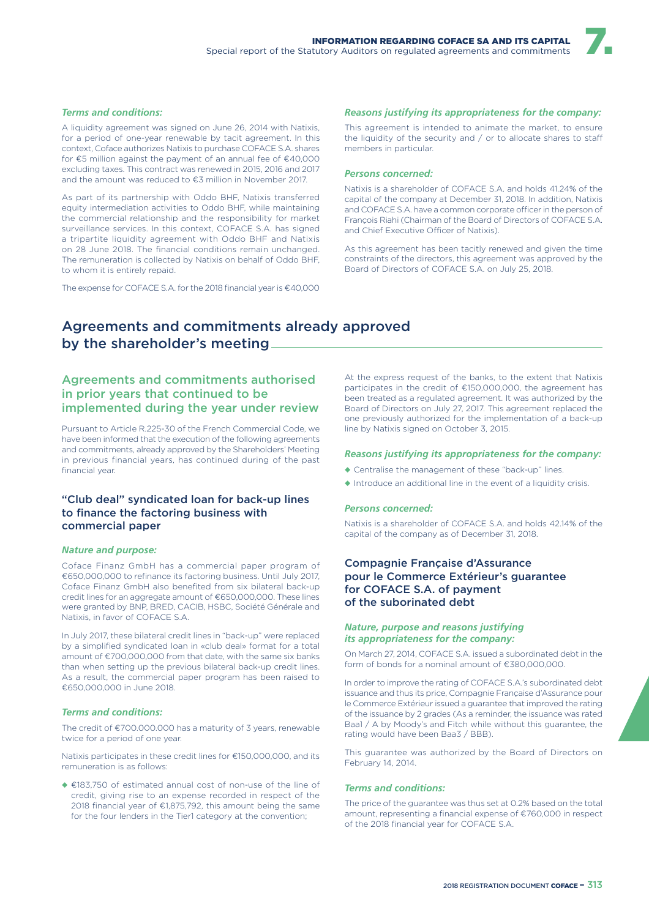#### *Terms and conditions:*

A liquidity agreement was signed on June 26, 2014 with Natixis, for a period of one-year renewable by tacit agreement. In this context, Coface authorizes Natixis to purchase COFACE S.A. shares for €5 million against the payment of an annual fee of €40,000 excluding taxes. This contract was renewed in 2015, 2016 and 2017 and the amount was reduced to €3 million in November 2017.

As part of its partnership with Oddo BHF, Natixis transferred equity intermediation activities to Oddo BHF, while maintaining the commercial relationship and the responsibility for market surveillance services. In this context, COFACE S.A. has signed a tripartite liquidity agreement with Oddo BHF and Natixis on 28 June 2018. The financial conditions remain unchanged. The remuneration is collected by Natixis on behalf of Oddo BHF, to whom it is entirely repaid.

The expense for COFACE S.A. for the 2018 financial year is €40,000

#### *Reasons justifying its appropriateness for the company:*

This agreement is intended to animate the market, to ensure the liquidity of the security and / or to allocate shares to staff members in particular.

#### *Persons concerned:*

Natixis is a shareholder of COFACE S.A. and holds 41.24% of the capital of the company at December 31, 2018. In addition, Natixis and COFACE S.A. have a common corporate officer in the person of François Riahi (Chairman of the Board of Directors of COFACE S.A. and Chief Executive Officer of Natixis).

As this agreement has been tacitly renewed and given the time constraints of the directors, this agreement was approved by the Board of Directors of COFACE S.A. on July 25, 2018.

## Agreements and commitments already approved by the shareholder's meeting

### Agreements and commitments authorised in prior years that continued to be implemented during the year under review

Pursuant to Article R.225-30 of the French Commercial Code, we have been informed that the execution of the following agreements and commitments, already approved by the Shareholders' Meeting in previous financial years, has continued during of the past financial year.

### "Club deal" syndicated loan for back-up lines to finance the factoring business with commercial paper

#### *Nature and purpose:*

Coface Finanz GmbH has a commercial paper program of €650,000,000 to refinance its factoring business. Until July 2017, Coface Finanz GmbH also benefited from six bilateral back-up credit lines for an aggregate amount of €650,000,000. These lines were granted by BNP, BRED, CACIB, HSBC, Société Générale and Natixis, in favor of COFACE S.A.

In July 2017, these bilateral credit lines in "back-up" were replaced by a simplified syndicated loan in «club deal» format for a total amount of €700,000,000 from that date, with the same six banks than when setting up the previous bilateral back-up credit lines. As a result, the commercial paper program has been raised to €650,000,000 in June 2018.

#### *Terms and conditions:*

The credit of €700.000.000 has a maturity of 3 years, renewable twice for a period of one year.

Natixis participates in these credit lines for €150,000,000, and its remuneration is as follows:

- €183,750 of estimated annual cost of non-use of the line of credit, giving rise to an expense recorded in respect of the 2018 financial year of €1,875,792, this amount being the same for the four lenders in the Tier1 category at the convention;

At the express request of the banks, to the extent that Natixis participates in the credit of €150,000,000, the agreement has been treated as a regulated agreement. It was authorized by the Board of Directors on July 27, 2017. This agreement replaced the one previously authorized for the implementation of a back-up line by Natixis signed on October 3, 2015.

#### *Reasons justifying its appropriateness for the company:*

- Centralise the management of these "back-up" lines.
- Introduce an additional line in the event of a liquidity crisis.

#### *Persons concerned:*

Natixis is a shareholder of COFACE S.A. and holds 42.14% of the capital of the company as of December 31, 2018.

### Compagnie Française d'Assurance pour le Commerce Extérieur's guarantee for COFACE S.A. of payment of the suborinated debt

#### *Nature, purpose and reasons justifying its appropriateness for the company:*

On March 27, 2014, COFACE S.A. issued a subordinated debt in the form of bonds for a nominal amount of €380,000,000.

In order to improve the rating of COFACE S.A.'s subordinated debt issuance and thus its price, Compagnie Française d'Assurance pour le Commerce Extérieur issued a guarantee that improved the rating of the issuance by 2 grades (As a reminder, the issuance was rated Baa1 / A by Moody's and Fitch while without this guarantee, the rating would have been Baa3 / BBB).

This guarantee was authorized by the Board of Directors on February 14, 2014.

#### *Terms and conditions:*

The price of the guarantee was thus set at 0.2% based on the total amount, representing a financial expense of €760,000 in respect of the 2018 financial year for COFACE S.A.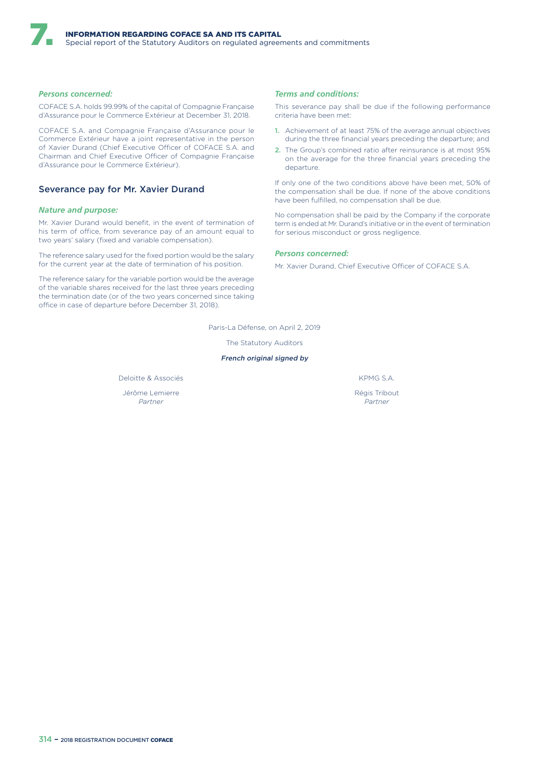***Persons concerned:***

COFACE S.A. holds 99.99% of the capital of Compagnie Française d'Assurance pour le Commerce Extérieur at December 31, 2018.

COFACE S.A. and Compagnie Française d'Assurance pour le Commerce Extérieur have a joint representative in the person of Xavier Durand (Chief Executive Officer of COFACE S.A. and Chairman and Chief Executive Officer of Compagnie Française d'Assurance pour le Commerce Extérieur).

## Severance pay for Mr. Xavier Durand

***Nature and purpose:***

Mr. Xavier Durand would benefit, in the event of termination of his term of office, from severance pay of an amount equal to two years' salary (fixed and variable compensation).

The reference salary used for the fixed portion would be the salary for the current year at the date of termination of his position.

The reference salary for the variable portion would be the average of the variable shares received for the last three years preceding the termination date (or of the two years concerned since taking office in case of departure before December 31, 2018).

***Terms and conditions:***

This severance pay shall be due if the following performance criteria have been met:

1. Achievement of at least 75% of the average annual objectives during the three financial years preceding the departure; and
2. The Group's combined ratio after reinsurance is at most 95% on the average for the three financial years preceding the departure.

If only one of the two conditions above have been met, 50% of the compensation shall be due. If none of the above conditions have been fulfilled, no compensation shall be due.

No compensation shall be paid by the Company if the corporate term is ended at Mr. Durand's initiative or in the event of termination for serious misconduct or gross negligence.

***Persons concerned:***

Mr. Xavier Durand, Chief Executive Officer of COFACE S.A.

Paris-La Défense, on April 2, 2019

The Statutory Auditors

***French original signed by***

Deloitte & Associés

Jérôme Lemierre
*Partner*

KPMG S.A.

Régis Tribout
*Partner*